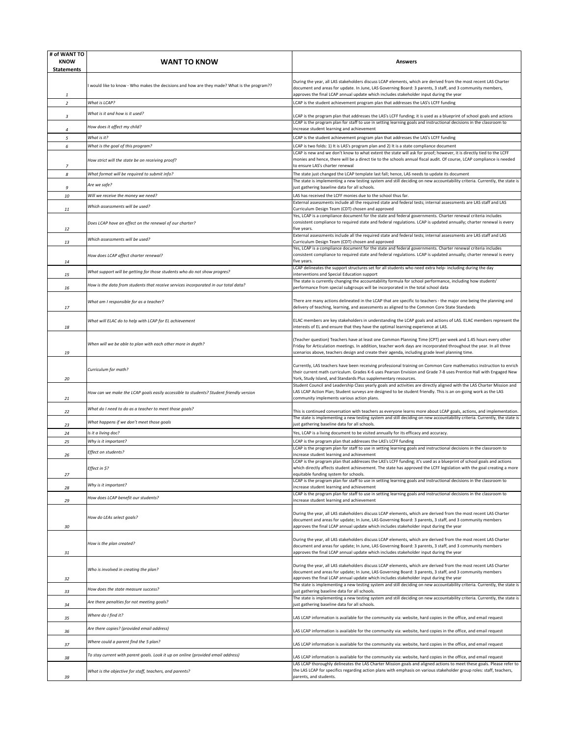| # of WANT TO KNOW Statements | WANT TO KNOW | Answers |
|---|---|---|
| *1* | I would like to know - Who makes the decisions and how are they made? What is the program?? | During the year, all LAS stakeholders discuss LCAP elements, which are derived from the most recent LAS Charter document and areas for update. In June, LAS Governing Board: 3 parents, 3 staff, and 3 community members, approves the final LCAP annual update which includes stakeholder input during the year |
| *2* | *What is LCAP?* | LCAP is the student achievement program plan that addresses the LAS's LCFF funding |
| *3* | *What is it and how is it used?* | LCAP is the program plan that addresses the LAS's LCFF funding; it is used as a blueprint of school goals and actions |
| *4* | *How does it affect my child?* | LCAP is the program plan for staff to use in setting learning goals and instructional decisions in the classroom to increase student learning and achievement |
| *5* | *What is it?* | LCAP is the student achievement program plan that addresses the LAS's LCFF funding |
| *6* | *What is the goal of this program?* | LCAP is two folds: 1) It is LAS's program plan and 2) It is a state compliance document |
| *7* | *How strict will the state be on receiving proof?* | LCAP is new and we don't know to what extent the state will ask for proof; however, it is directly tied to the LCFF monies and hence, there will be a direct tie to the schools annual fiscal audit. Of course, LCAP compliance is needed to ensure LAS's charter renewal |
| *8* | *What format will be required to submit info?* | The state just changed the LCAP template last fall; hence, LAS needs to update its document |
| *9* | *Are we safe?* | The state is implementing a new testing system and still deciding on new accountability criteria. Currently, the state is just gathering baseline data for all schools. |
| *10* | *Will we receive the money we need?* | LAS has received the LCFF monies due to the school thus far. |
| *11* | *Which assessments will be used?* | External assessments include all the required state and federal tests; internal assessments are LAS staff and LAS Curriculum Design Team (CDT) chosen and approved |
| *12* | *Does LCAP have an effect on the renewal of our charter?* | Yes, LCAP is a compliance document for the state and federal governments. Charter renewal criteria includes consistent compliance to required state and federal regulations. LCAP is updated annually; charter renewal is every five years. |
| *13* | *Which assessments will be used?* | External assessments include all the required state and federal tests; internal assessments are LAS staff and LAS Curriculum Design Team (CDT) chosen and approved |
| *14* | *How does LCAP affect charter renewal?* | Yes, LCAP is a compliance document for the state and federal governments. Charter renewal criteria includes consistent compliance to required state and federal regulations. LCAP is updated annually; charter renewal is every five years. |
| *15* | *What support will be getting for those students who do not show progres?* | LCAP delineates the support structures set for all students who need extra help- including during the day interventions and Special Education support |
| *16* | *How is the data from students that receive services incorporated in our total data?* | The state is currently changing the accountability formula for school performance, including how students' performance from special subgroups will be incorporated in the total school data |
| *17* | *What am I responsible for as a teacher?* | There are many actions delineated in the LCAP that are specific to teachers - the major one being the planning and delivery of teaching, learning, and assessments as aligned to the Common Core State Standards |
| *18* | *What will ELAC do to help with LCAP for EL achievement* | ELAC members are key stakeholders in understanding the LCAP goals and actions of LAS. ELAC members represent the interests of EL and ensure that they have the optimal learning experience at LAS. |
| *19* | *When will we be able to plan with each other more in depth?* | (Teacher question) Teachers have at least one Common Planning Time (CPT) per week and 1.45 hours every other Friday for Articulation meetings. In addition, teacher work days are incorporated throughout the year. In all three scenarios above, teachers design and create their agenda, including grade level planning time. |
| *20* | *Curriculum for math?* | Currently, LAS teachers have been receiving professional training on Common Core mathematics instruction to enrich their current math curriculum. Grades K-6 uses Pearson Envision and Grade 7-8 uses Prentice Hall with Engaged New York, Study Island, and Standards Plus supplementary resources. |
| *21* | *How can we make the LCAP goals easily accessible to students? Student friendly version* | Student Council and Leadership Class yearly goals and activities are directly aligned with the LAS Charter Mission and LAS LCAP Action Plan; Student surveys are designed to be student friendly. This is an on-going work as the LAS community implements various action plans. |
| *22* | *What do I need to do as a teacher to meet those goals?* | This is continued conversation with teachers as everyone learns more about LCAP goals, actions, and implementation. |
| *23* | *What happens if we don't meet those goals* | The state is implementing a new testing system and still deciding on new accountability criteria. Currently, the state is just gathering baseline data for all schools. |
| *24* | *Is it a living doc?* | Yes, LCAP is a living document to be visited annually for its efficacy and accuracy. |
| *25* | *Why is it important?* | LCAP is the program plan that addresses the LAS's LCFF funding |
| *26* | *Effect on students?* | LCAP is the program plan for staff to use in setting learning goals and instructional decisions in the classroom to increase student learning and achievement |
| *27* | *Effect in $?* | LCAP is the program plan that addresses the LAS's LCFF funding; it's used as a blueprint of school goals and actions which directly affects student achievement. The state has approved the LCFF legislation with the goal creating a more equitable funding system for schools. |
| *28* | *Why is it important?* | LCAP is the program plan for staff to use in setting learning goals and instructional decisions in the classroom to increase student learning and achievement |
| *29* | *How does LCAP benefit our students?* | LCAP is the program plan for staff to use in setting learning goals and instructional decisions in the classroom to increase student learning and achievement |
| *30* | *How do LEAs select goals?* | During the year, all LAS stakeholders discuss LCAP elements, which are derived from the most recent LAS Charter document and areas for update; In June, LAS Governing Board: 3 parents, 3 staff, and 3 community members approves the final LCAP annual update which includes stakeholder input during the year |
| *31* | *How is the plan created?* | During the year, all LAS stakeholders discuss LCAP elements, which are derived from the most recent LAS Charter document and areas for update; In June, LAS Governing Board: 3 parents, 3 staff, and 3 community members approves the final LCAP annual update which includes stakeholder input during the year |
| *32* | *Who is involved in creating the plan?* | During the year, all LAS stakeholders discuss LCAP elements, which are derived from the most recent LAS Charter document and areas for update; In June, LAS Governing Board: 3 parents, 3 staff, and 3 community members approves the final LCAP annual update which includes stakeholder input during the year |
| *33* | *How does the state measure success?* | The state is implementing a new testing system and still deciding on new accountability criteria. Currently, the state is just gathering baseline data for all schools. |
| *34* | *Are there penalties for not meeting goals?* | The state is implementing a new testing system and still deciding on new accountability criteria. Currently, the state is just gathering baseline data for all schools. |
| *35* | *Where do I find it?* | LAS LCAP information is available for the community via: website, hard copies in the office, and email request |
| *36* | *Are there copies? (provided email address)* | LAS LCAP information is available for the community via: website, hard copies in the office, and email request |
| *37* | *Where could a parent find the 5 plan?* | LAS LCAP information is available for the community via: website, hard copies in the office, and email request |
| *38* | *To stay current with parent goals. Look it up on online (provided email address)* | LAS LCAP information is available for the community via: website, hard copies in the office, and email request |
| *39* | *What is the objective for staff, teachers, and parents?* | LAS LCAP thoroughly delineates the LAS Charter Mission goals and aligned actions to meet these goals. Please refer to the LAS LCAP for specifics regarding action plans with emphasis on various stakeholder group roles: staff, teachers, parents, and students. |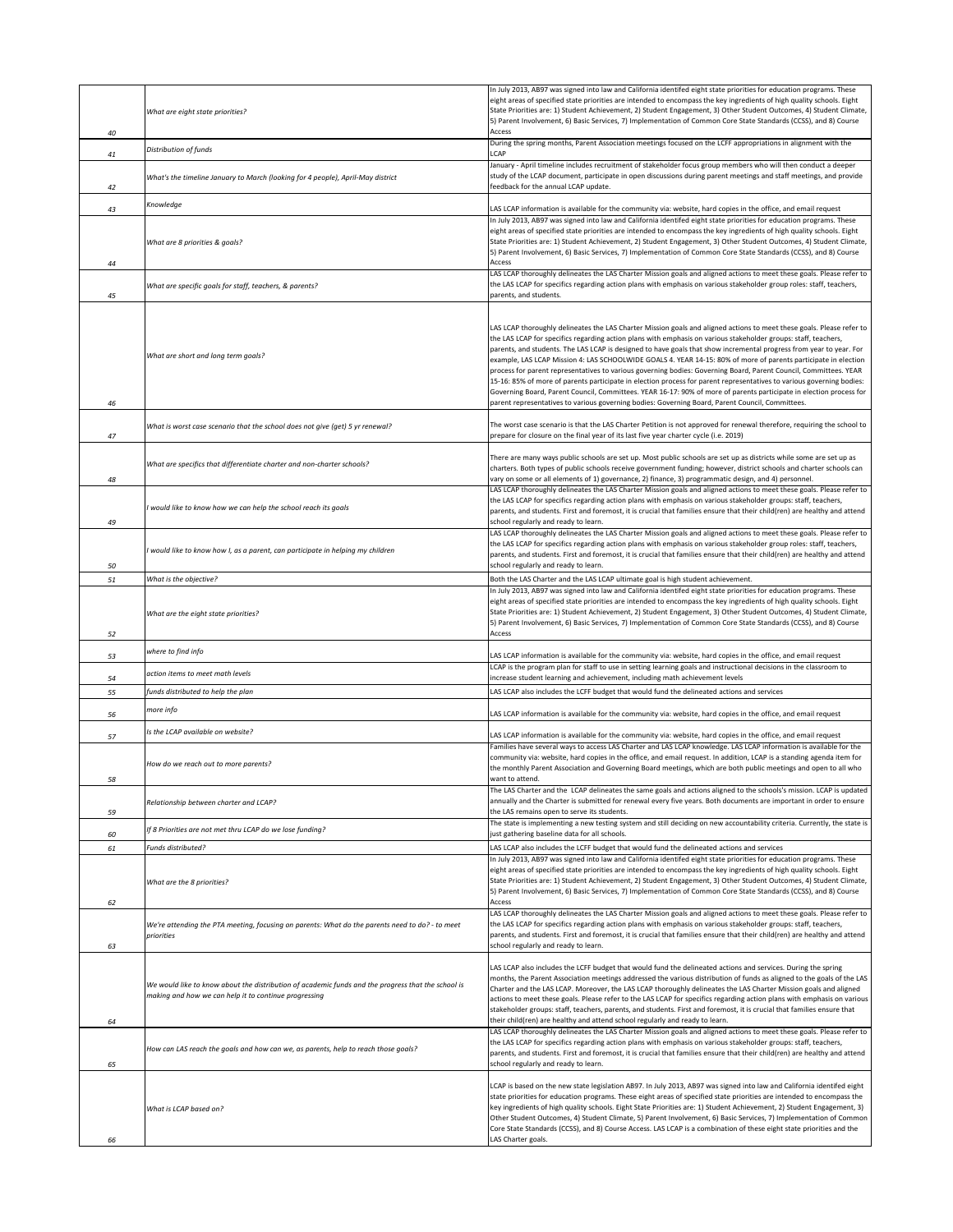| | | |
|---|---|---|
| 40 | *What are eight state priorities?* | In July 2013, AB97 was signed into law and California identifed eight state priorities for education programs. These eight areas of specified state priorities are intended to encompass the key ingredients of high quality schools. Eight State Priorities are: 1) Student Achievement, 2) Student Engagement, 3) Other Student Outcomes, 4) Student Climate, 5) Parent Involvement, 6) Basic Services, 7) Implementation of Common Core State Standards (CCSS), and 8) Course Access |
| 41 | *Distribution of funds* | During the spring months, Parent Association meetings focused on the LCFF appropriations in alignment with the LCAP |
| 42 | *What's the timeline January to March (looking for 4 people), April-May district* | January - April timeline includes recruitment of stakeholder focus group members who will then conduct a deeper study of the LCAP document, participate in open discussions during parent meetings and staff meetings, and provide feedback for the annual LCAP update. |
| 43 | *Knowledge* | LAS LCAP information is available for the community via: website, hard copies in the office, and email request |
| 44 | *What are 8 priorities & goals?* | In July 2013, AB97 was signed into law and California identifed eight state priorities for education programs. These eight areas of specified state priorities are intended to encompass the key ingredients of high quality schools. Eight State Priorities are: 1) Student Achievement, 2) Student Engagement, 3) Other Student Outcomes, 4) Student Climate, 5) Parent Involvement, 6) Basic Services, 7) Implementation of Common Core State Standards (CCSS), and 8) Course Access |
| 45 | *What are specific goals for staff, teachers, & parents?* | LAS LCAP thoroughly delineates the LAS Charter Mission goals and aligned actions to meet these goals. Please refer to the LAS LCAP for specifics regarding action plans with emphasis on various stakeholder group roles: staff, teachers, parents, and students. |
| 46 | *What are short and long term goals?* | LAS LCAP thoroughly delineates the LAS Charter Mission goals and aligned actions to meet these goals. Please refer to the LAS LCAP for specifics regarding action plans with emphasis on various stakeholder groups: staff, teachers, parents, and students. The LAS LCAP is designed to have goals that show incremental progress from year to year. For example, LAS LCAP Mission 4: LAS SCHOOLWIDE GOALS 4. YEAR 14-15: 80% of more of parents participate in election process for parent representatives to various governing bodies: Governing Board, Parent Council, Committees. YEAR 15-16: 85% of more of parents participate in election process for parent representatives to various governing bodies: Governing Board, Parent Council, Committees. YEAR 16-17: 90% of more of parents participate in election process for parent representatives to various governing bodies: Governing Board, Parent Council, Committees. |
| 47 | *What is worst case scenario that the school does not give (get) 5 yr renewal?* | The worst case scenario is that the LAS Charter Petition is not approved for renewal therefore, requiring the school to prepare for closure on the final year of its last five year charter cycle (i.e. 2019) |
| 48 | *What are specifics that differentiate charter and non-charter schools?* | There are many ways public schools are set up. Most public schools are set up as districts while some are set up as charters. Both types of public schools receive government funding; however, district schools and charter schools can vary on some or all elements of 1) governance, 2) finance, 3) programmatic design, and 4) personnel. |
| 49 | *I would like to know how we can help the school reach its goals* | LAS LCAP thoroughly delineates the LAS Charter Mission goals and aligned actions to meet these goals. Please refer to the LAS LCAP for specifics regarding action plans with emphasis on various stakeholder groups: staff, teachers, parents, and students. First and foremost, it is crucial that families ensure that their child(ren) are healthy and attend school regularly and ready to learn. |
| 50 | *I would like to know how I, as a parent, can participate in helping my children* | LAS LCAP thoroughly delineates the LAS Charter Mission goals and aligned actions to meet these goals. Please refer to the LAS LCAP for specifics regarding action plans with emphasis on various stakeholder group roles: staff, teachers, parents, and students. First and foremost, it is crucial that families ensure that their child(ren) are healthy and attend school regularly and ready to learn. |
| 51 | *What is the objective?* | Both the LAS Charter and the LAS LCAP ultimate goal is high student achievement. |
| 52 | *What are the eight state priorities?* | In July 2013, AB97 was signed into law and California identifed eight state priorities for education programs. These eight areas of specified state priorities are intended to encompass the key ingredients of high quality schools. Eight State Priorities are: 1) Student Achievement, 2) Student Engagement, 3) Other Student Outcomes, 4) Student Climate, 5) Parent Involvement, 6) Basic Services, 7) Implementation of Common Core State Standards (CCSS), and 8) Course Access |
| 53 | *where to find info* | LAS LCAP information is available for the community via: website, hard copies in the office, and email request |
| 54 | *action items to meet math levels* | LCAP is the program plan for staff to use in setting learning goals and instructional decisions in the classroom to increase student learning and achievement, including math achievement levels |
| 55 | *funds distributed to help the plan* | LAS LCAP also includes the LCFF budget that would fund the delineated actions and services |
| 56 | *more info* | LAS LCAP information is available for the community via: website, hard copies in the office, and email request |
| 57 | *Is the LCAP available on website?* | LAS LCAP information is available for the community via: website, hard copies in the office, and email request |
| 58 | *How do we reach out to more parents?* | Families have several ways to access LAS Charter and LAS LCAP knowledge. LAS LCAP information is available for the community via: website, hard copies in the office, and email request. In addition, LCAP is a standing agenda item for the monthly Parent Association and Governing Board meetings, which are both public meetings and open to all who want to attend. |
| 59 | *Relationship between charter and LCAP?* | The LAS Charter and the LCAP delineates the same goals and actions aligned to the schools's mission. LCAP is updated annually and the Charter is submitted for renewal every five years. Both documents are important in order to ensure the LAS remains open to serve its students. |
| 60 | *If 8 Priorities are not met thru LCAP do we lose funding?* | The state is implementing a new testing system and still deciding on new accountability criteria. Currently, the state is just gathering baseline data for all schools. |
| 61 | *Funds distributed?* | LAS LCAP also includes the LCFF budget that would fund the delineated actions and services |
| 62 | *What are the 8 priorities?* | In July 2013, AB97 was signed into law and California identifed eight state priorities for education programs. These eight areas of specified state priorities are intended to encompass the key ingredients of high quality schools. Eight State Priorities are: 1) Student Achievement, 2) Student Engagement, 3) Other Student Outcomes, 4) Student Climate, 5) Parent Involvement, 6) Basic Services, 7) Implementation of Common Core State Standards (CCSS), and 8) Course Access |
| 63 | *We're attending the PTA meeting, focusing on parents: What do the parents need to do? - to meet priorities* | LAS LCAP thoroughly delineates the LAS Charter Mission goals and aligned actions to meet these goals. Please refer to the LAS LCAP for specifics regarding action plans with emphasis on various stakeholder groups: staff, teachers, parents, and students. First and foremost, it is crucial that families ensure that their child(ren) are healthy and attend school regularly and ready to learn. |
| 64 | *We would like to know about the distribution of academic funds and the progress that the school is making and how we can help it to continue progressing* | LAS LCAP also includes the LCFF budget that would fund the delineated actions and services. During the spring months, the Parent Association meetings addressed the various distribution of funds as aligned to the goals of the LAS Charter and the LAS LCAP. Moreover, the LAS LCAP thoroughly delineates the LAS Charter Mission goals and aligned actions to meet these goals. Please refer to the LAS LCAP for specifics regarding action plans with emphasis on various stakeholder groups: staff, teachers, parents, and students. First and foremost, it is crucial that families ensure that their child(ren) are healthy and attend school regularly and ready to learn. |
| 65 | *How can LAS reach the goals and how can we, as parents, help to reach those goals?* | LAS LCAP thoroughly delineates the LAS Charter Mission goals and aligned actions to meet these goals. Please refer to the LAS LCAP for specifics regarding action plans with emphasis on various stakeholder groups: staff, teachers, parents, and students. First and foremost, it is crucial that families ensure that their child(ren) are healthy and attend school regularly and ready to learn. |
| 66 | *What is LCAP based on?* | LCAP is based on the new state legislation AB97. In July 2013, AB97 was signed into law and California identifed eight state priorities for education programs. These eight areas of specified state priorities are intended to encompass the key ingredients of high quality schools. Eight State Priorities are: 1) Student Achievement, 2) Student Engagement, 3) Other Student Outcomes, 4) Student Climate, 5) Parent Involvement, 6) Basic Services, 7) Implementation of Common Core State Standards (CCSS), and 8) Course Access. LAS LCAP is a combination of these eight state priorities and the LAS Charter goals. |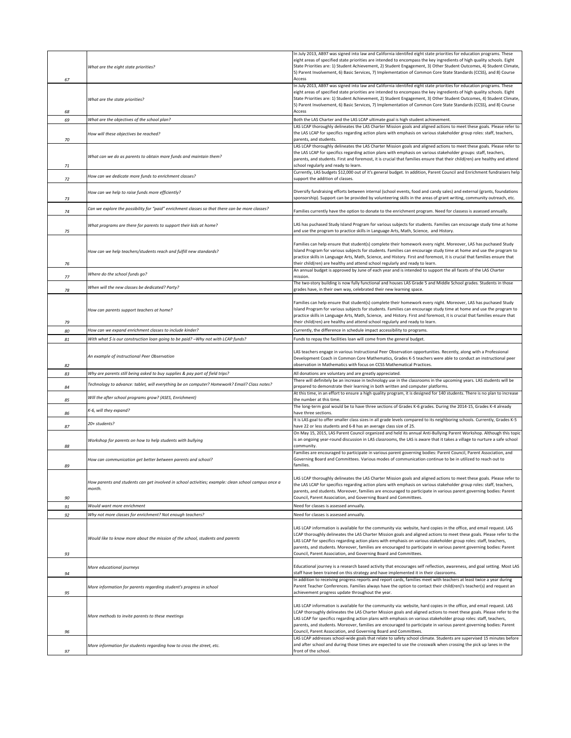| | | |
|---|---|---|
| 67 | *What are the eight state priorities?* | In July 2013, AB97 was signed into law and California identifed eight state priorities for education programs. These eight areas of specified state priorities are intended to encompass the key ingredients of high quality schools. Eight State Priorities are: 1) Student Achievement, 2) Student Engagement, 3) Other Student Outcomes, 4) Student Climate, 5) Parent Involvement, 6) Basic Services, 7) Implementation of Common Core State Standards (CCSS), and 8) Course Access |
| 68 | *What are the state priorities?* | In July 2013, AB97 was signed into law and California identifed eight state priorities for education programs. These eight areas of specified state priorities are intended to encompass the key ingredients of high quality schools. Eight State Priorities are: 1) Student Achievement, 2) Student Engagement, 3) Other Student Outcomes, 4) Student Climate, 5) Parent Involvement, 6) Basic Services, 7) Implementation of Common Core State Standards (CCSS), and 8) Course Access |
| 69 | *What are the objectives of the school plan?* | Both the LAS Charter and the LAS LCAP ultimate goal is high student achievement. |
| 70 | *How will these objectives be reached?* | LAS LCAP thoroughly delineates the LAS Charter Mission goals and aligned actions to meet these goals. Please refer to the LAS LCAP for specifics regarding action plans with emphasis on various stakeholder group roles: staff, teachers, parents, and students. |
| 71 | *What can we do as parents to obtain more funds and maintain them?* | LAS LCAP thoroughly delineates the LAS Charter Mission goals and aligned actions to meet these goals. Please refer to the LAS LCAP for specifics regarding action plans with emphasis on various stakeholder groups: staff, teachers, parents, and students. First and foremost, it is crucial that families ensure that their child(ren) are healthy and attend school regularly and ready to learn. |
| 72 | *How can we dedicate more funds to enrichment classes?* | Currently, LAS budgets $12,000 out of it's general budget. In addition, Parent Council and Enrichment fundraisers help support the addition of classes. |
| 73 | *How can we help to raise funds more efficiently?* | Diversify fundraising efforts between internal (school events, food and candy sales) and external (grants, foundations sponsorship). Support can be provided by volunteering skills in the areas of grant writing, community outreach, etc. |
| 74 | *Can we explore the possibility for "paid" enrichment classes so that there can be more classes?* | Families currently have the option to donate to the enrichment program. Need for classess is assessed annually. |
| 75 | *What programs are there for parents to support their kids at home?* | LAS has puchased Study Island Program for various subjects for students. Families can encourage study time at home and use the program to practice skills in Language Arts, Math, Science, and History. |
| 76 | *How can we help teachers/students reach and fulfill new standards?* | Families can help ensure that student(s) complete their homework every night. Moreover, LAS has puchased Study Island Program for various subjects for students. Families can encourage study time at home and use the program to practice skills in Language Arts, Math, Science, and History. First and foremost, it is crucial that families ensure that their child(ren) are healthy and attend school regularly and ready to learn. |
| 77 | *Where do the school funds go?* | An annual budget is approved by June of each year and is intended to support the all facets of the LAS Charter mission. |
| 78 | *When will the new classes be dedicated? Party?* | The two-story building is now fully functional and houses LAS Grade 5 and Middle School grades. Students in those grades have, in their own way, celebrated their new learning space. |
| 79 | *How can parents support teachers at home?* | Families can help ensure that student(s) complete their homework every night. Moreover, LAS has puchased Study Island Program for various subjects for students. Families can encourage study time at home and use the program to practice skills in Language Arts, Math, Science, and History. First and foremost, it is crucial that families ensure that their child(ren) are healthy and attend school regularly and ready to learn. |
| 80 | *How can we expand enrichment classes to include kinder?* | Currently, the difference in schedule impact accessibility to programs. |
| 81 | *With what $ is our construction loan going to be paid? –Why not with LCAP funds?* | Funds to repay the facilities loan will come from the general budget. |
| 82 | *An example of instructional Peer Observation* | LAS teachers engage in various Instructional Peer Observation opportunities. Recently, along with a Professional Development Coach in Common Core Mathematics, Grades K-5 teachers were able to conduct an instructional peer observation in Mathematics with focus on CCSS Mathematical Practices. |
| 83 | *Why are parents still being asked to buy supplies & pay part of field trips?* | All donations are voluntary and are greatly appreciated. |
| 84 | *Technology to advance: tablet, will everything be on computer? Homework? Email? Class notes?* | There will definitely be an increase in technology use in the classrooms in the upcoming years. LAS students will be prepared to demonstrate their learning in both written and computer platforms. |
| 85 | *Will the after school programs grow? (ASES, Enrichment)* | At this time, in an effort to ensure a high quality program, it is designed for 140 students. There is no plan to increase the number at this time. |
| 86 | *K-6, will they expand?* | The long-term goal would be to have three sections of Grades K-6 grades. During the 2014-15, Grades K-4 already have three sections. |
| 87 | *20+ students?* | It is LAS goal to offer smaller class sizes in all grade levels compared to its neighboring schools. Currently, Grades K-5 have 22 or less students and 6-8 has an average class size of 25. |
| 88 | *Workshop for parents on how to help students with bullying* | On May 15, 2015, LAS Parent Council organized and held its annual Anti-Bullying Parent Workshop. Although this topic is an ongoing year-round discussion in LAS classrooms, the LAS is aware that it takes a village to nurture a safe school community. |
| 89 | *How can communication get better between parents and school?* | Families are encouraged to participate in various parent governing bodies: Parent Council, Parent Association, and Governing Board and Committees. Various modes of communication continue to be in utilized to reach out to families. |
| 90 | *How parents and students can get involved in school activities; example: clean school campus once a month.* | LAS LCAP thoroughly delineates the LAS Charter Mission goals and aligned actions to meet these goals. Please refer to the LAS LCAP for specifics regarding action plans with emphasis on various stakeholder group roles: staff, teachers, parents, and students. Moreover, families are encouraged to participate in various parent governing bodies: Parent Council, Parent Association, and Governing Board and Committees. |
| 91 | *Would want more enrichment* | Need for classes is assessed annually. |
| 92 | *Why not more classes for enrichment? Not enough teachers?* | Need for classes is assessed annually. |
| 93 | *Would like to know more about the mission of the school, students and parents* | LAS LCAP information is available for the community via: website, hard copies in the office, and email request. LAS LCAP thoroughly delineates the LAS Charter Mission goals and aligned actions to meet these goals. Please refer to the LAS LCAP for specifics regarding action plans with emphasis on various stakeholder group roles: staff, teachers, parents, and students. Moreover, families are encouraged to participate in various parent governing bodies: Parent Council, Parent Association, and Governing Board and Committees. |
| 94 | *More educational journeys* | Educational journey is a research based activity that encourages self reflection, awareness, and goal setting. Most LAS staff have been trained on this strategy and have implemented it in their classrooms. |
| 95 | *More information for parents regarding student's progress in school* | In addition to receiving progress reports and report cards, families meet with teachers at least twice a year during Parent Teacher Conferences. Families always have the option to contact their child(ren)'s teacher(s) and request an achievement progress update throughout the year. |
| 96 | *More methods to invite parents to these meetings* | LAS LCAP information is available for the community via: website, hard copies in the office, and email request. LAS LCAP thoroughly delineates the LAS Charter Mission goals and aligned actions to meet these goals. Please refer to the LAS LCAP for specifics regarding action plans with emphasis on various stakeholder group roles: staff, teachers, parents, and students. Moreover, families are encouraged to participate in various parent governing bodies: Parent Council, Parent Association, and Governing Board and Committees. |
| 97 | *More information for students regarding how to cross the street, etc.* | LAS LCAP addresses school-wide goals that relate to safety school climate. Students are supervised 15 minutes before and after school and during those times are expected to use the crosswalk when crossing the pick up lanes in the front of the school. |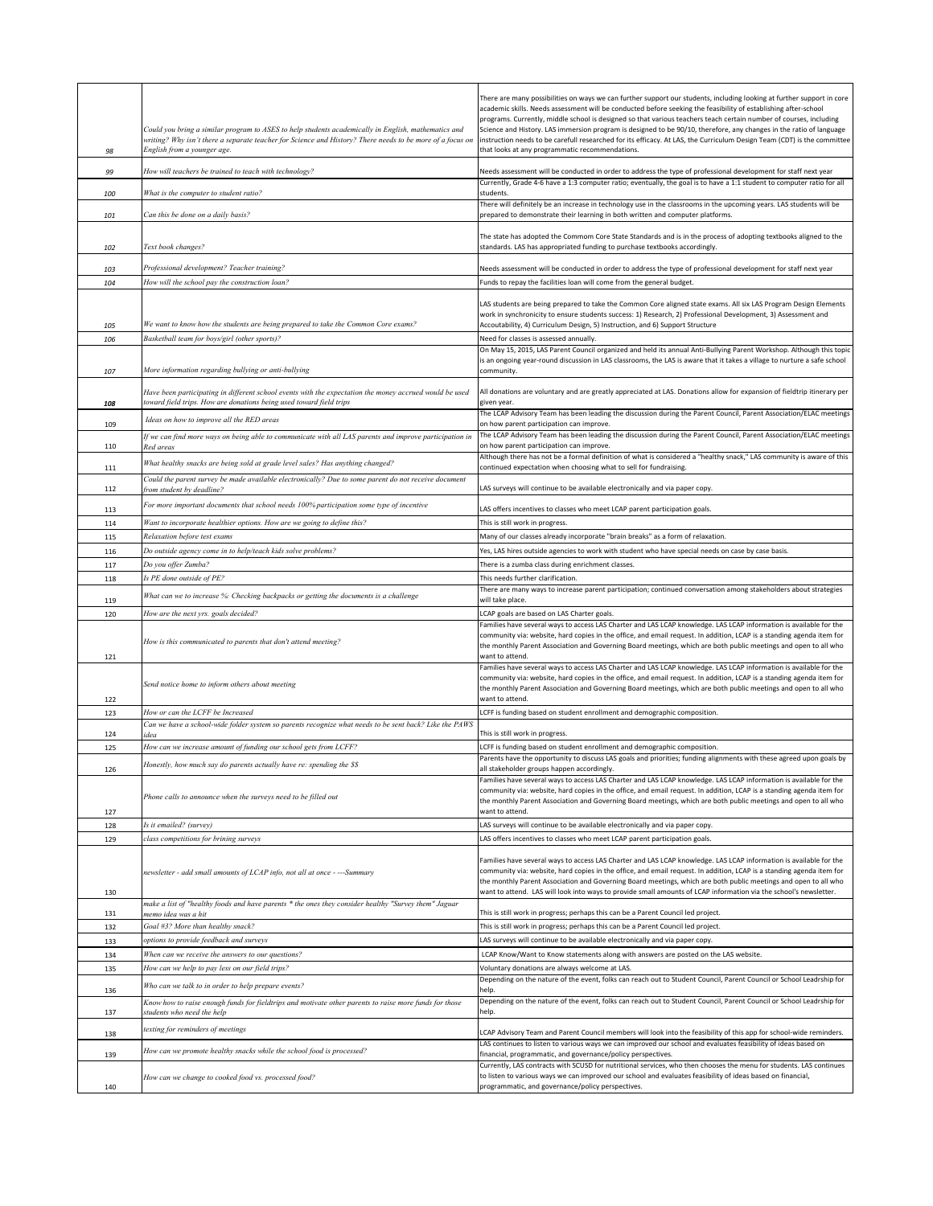| | | |
|---|---|---|
| 98 | Could you bring a similar program to ASES to help students academically in English, mathematics and writing? Why isn't there a separate teacher for Science and History? There needs to be more of a focus on English from a younger age. | There are many possibilities on ways we can further support our students, including looking at further support in core academic skills. Needs assessment will be conducted before seeking the feasibility of establishing after-school programs. Currently, middle school is designed so that various teachers teach certain number of courses, including Science and History. LAS immersion program is designed to be 90/10, therefore, any changes in the ratio of language instruction needs to be carefull researched for its efficacy. At LAS, the Curriculum Design Team (CDT) is the committee that looks at any programmatic recommendations. |
| 99 | How will teachers be trained to teach with technology? | Needs assessment will be conducted in order to address the type of professional development for staff next year |
| 100 | What is the computer to student ratio? | Currently, Grade 4-6 have a 1:3 computer ratio; eventually, the goal is to have a 1:1 student to computer ratio for all students. |
| 101 | Can this be done on a daily basis? | There will definitely be an increase in technology use in the classrooms in the upcoming years. LAS students will be prepared to demonstrate their learning in both written and computer platforms. |
| 102 | Text book changes? | The state has adopted the Commom Core State Standards and is in the process of adopting textbooks aligned to the standards. LAS has appropriated funding to purchase textbooks accordingly. |
| 103 | Professional development? Teacher training? | Needs assessment will be conducted in order to address the type of professional development for staff next year |
| 104 | How will the school pay the construction loan? | Funds to repay the facilities loan will come from the general budget. |
| 105 | We want to know how the students are being prepared to take the Common Core exams? | LAS students are being prepared to take the Common Core aligned state exams. All six LAS Program Design Elements work in synchronicity to ensure students success: 1) Research, 2) Professional Development, 3) Assessment and Accoutability, 4) Curriculum Design, 5) Instruction, and 6) Support Structure |
| 106 | Basketball team for boys/girl (other sports)? | Need for classes is assessed annually. |
| 107 | More information regarding bullying or anti-bullying | On May 15, 2015, LAS Parent Council organized and held its annual Anti-Bullying Parent Workshop. Although this topic is an ongoing year-round discussion in LAS classrooms, the LAS is aware that it takes a village to nurture a safe school community. |
| 108 | Have been participating in different school events with the expectation the money accrued would be used toward field trips. How are donations being used toward field trips | All donations are voluntary and are greatly appreciated at LAS. Donations allow for expansion of fieldtrip itinerary per given year. |
| 109 | Ideas on how to improve all the RED areas | The LCAP Advisory Team has been leading the discussion during the Parent Council, Parent Association/ELAC meetings on how parent participation can improve. |
| 110 | If we can find more ways on being able to communicate with all LAS parents and improve participation in Red areas | The LCAP Advisory Team has been leading the discussion during the Parent Council, Parent Association/ELAC meetings on how parent participation can improve. |
| 111 | What healthy snacks are being sold at grade level sales? Has anything changed? | Although there has not be a formal definition of what is considered a "healthy snack," LAS community is aware of this continued expectation when choosing what to sell for fundraising. |
| 112 | Could the parent survey be made available electronically? Due to some parent do not receive document from student by deadline? | LAS surveys will continue to be available electronically and via paper copy. |
| 113 | For more important documents that school needs 100% participation some type of incentive | LAS offers incentives to classes who meet LCAP parent participation goals. |
| 114 | Want to incorporate healthier options. How are we going to define this? | This is still work in progress. |
| 115 | Relaxation before test exams | Many of our classes already incorporate "brain breaks" as a form of relaxation. |
| 116 | Do outside agency come in to help/teach kids solve problems? | Yes, LAS hires outside agencies to work with student who have special needs on case by case basis. |
| 117 | Do you offer Zumba? | There is a zumba class during enrichment classes. |
| 118 | Is PE done outside of PE? | This needs further clarification. |
| 119 | What can we to increase %: Checking backpacks or getting the documents is a challenge | There are many ways to increase parent participation; continued conversation among stakeholders about strategies will take place. |
| 120 | How are the next yrs. goals decided? | LCAP goals are based on LAS Charter goals. |
| 121 | How is this communicated to parents that don't attend meeting? | Families have several ways to access LAS Charter and LAS LCAP knowledge. LAS LCAP information is available for the community via: website, hard copies in the office, and email request. In addition, LCAP is a standing agenda item for the monthly Parent Association and Governing Board meetings, which are both public meetings and open to all who want to attend. |
| 122 | Send notice home to inform others about meeting | Families have several ways to access LAS Charter and LAS LCAP knowledge. LAS LCAP information is available for the community via: website, hard copies in the office, and email request. In addition, LCAP is a standing agenda item for the monthly Parent Association and Governing Board meetings, which are both public meetings and open to all who want to attend. |
| 123 | How or can the LCFF be Increased | LCFF is funding based on student enrollment and demographic composition. |
| 124 | Can we have a school-wide folder system so parents recognize what needs to be sent back? Like the PAWS idea | This is still work in progress. |
| 125 | How can we increase amount of funding our school gets from LCFF? | LCFF is funding based on student enrollment and demographic composition. |
| 126 | Honestly, how much say do parents actually have re: spending the $$ | Parents have the opportunity to discuss LAS goals and priorities; funding alignments with these agreed upon goals by all stakeholder groups happen accordingly. |
| 127 | Phone calls to announce when the surveys need to be filled out | Families have several ways to access LAS Charter and LAS LCAP knowledge. LAS LCAP information is available for the community via: website, hard copies in the office, and email request. In addition, LCAP is a standing agenda item for the monthly Parent Association and Governing Board meetings, which are both public meetings and open to all who want to attend. |
| 128 | Is it emailed? (survey) | LAS surveys will continue to be available electronically and via paper copy. |
| 129 | class competitions for brining surveys | LAS offers incentives to classes who meet LCAP parent participation goals. |
| 130 | newsletter - add small amounts of LCAP info, not all at once - ---Summary | Families have several ways to access LAS Charter and LAS LCAP knowledge. LAS LCAP information is available for the community via: website, hard copies in the office, and email request. In addition, LCAP is a standing agenda item for the monthly Parent Association and Governing Board meetings, which are both public meetings and open to all who want to attend. LAS will look into ways to provide small amounts of LCAP information via the school's newsletter. |
| 131 | make a list of "healthy foods and have parents * the ones they consider healthy "Survey them" Jaguar memo idea was a hit | This is still work in progress; perhaps this can be a Parent Council led project. |
| 132 | Goal #3? More than healthy snack? | This is still work in progress; perhaps this can be a Parent Council led project. |
| 133 | options to provide feedback and surveys | LAS surveys will continue to be available electronically and via paper copy. |
| 134 | When can we receive the answers to our questions? | LCAP Know/Want to Know statements along with answers are posted on the LAS website. |
| 135 | How can we help to pay less on our field trips? | Voluntary donations are always welcome at LAS. |
| 136 | Who can we talk to in order to help prepare events? | Depending on the nature of the event, folks can reach out to Student Council, Parent Council or School Leadrship for help. |
| 137 | Know how to raise enough funds for fieldtrips and motivate other parents to raise more funds for those students who need the help | Depending on the nature of the event, folks can reach out to Student Council, Parent Council or School Leadrship for help. |
| 138 | texting for reminders of meetings | LCAP Advisory Team and Parent Council members will look into the feasibility of this app for school-wide reminders. |
| 139 | How can we promote healthy snacks while the school food is processed? | LAS continues to listen to various ways we can improved our school and evaluates feasibility of ideas based on financial, programmatic, and governance/policy perspectives. |
| 140 | How can we change to cooked food vs. processed food? | Currently, LAS contracts with SCUSD for nutritional services, who then chooses the menu for students. LAS continues to listen to various ways we can improved our school and evaluates feasibility of ideas based on financial, programmatic, and governance/policy perspectives. |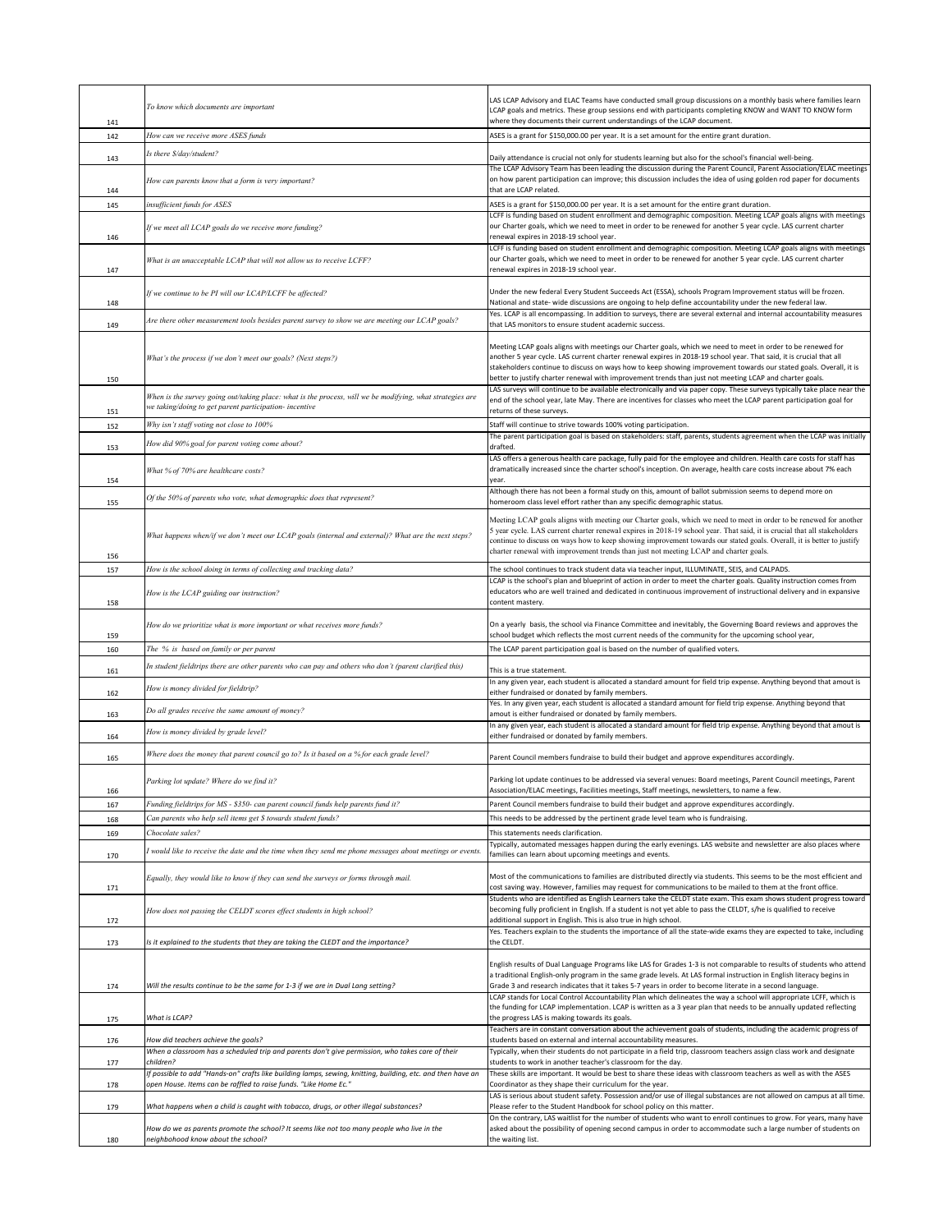| | | |
|---|---|---|
| 141 | *To know which documents are important* | LAS LCAP Advisory and ELAC Teams have conducted small group discussions on a monthly basis where families learn LCAP goals and metrics. These group sessions end with participants completing KNOW and WANT TO KNOW form where they documents their current understandings of the LCAP document. |
| 142 | *How can we receive more ASES funds* | ASES is a grant for $150,000.00 per year. It is a set amount for the entire grant duration. |
| 143 | *Is there $/day/student?* | Daily attendance is crucial not only for students learning but also for the school's financial well-being. |
| 144 | *How can parents know that a form is very important?* | The LCAP Advisory Team has been leading the discussion during the Parent Council, Parent Association/ELAC meetings on how parent participation can improve; this discussion includes the idea of using golden rod paper for documents that are LCAP related. |
| 145 | *insufficient funds for ASES* | ASES is a grant for $150,000.00 per year. It is a set amount for the entire grant duration. |
| 146 | *If we meet all LCAP goals do we receive more funding?* | LCFF is funding based on student enrollment and demographic composition. Meeting LCAP goals aligns with meetings our Charter goals, which we need to meet in order to be renewed for another 5 year cycle. LAS current charter renewal expires in 2018-19 school year. |
| 147 | *What is an unacceptable LCAP that will not allow us to receive LCFF?* | LCFF is funding based on student enrollment and demographic composition. Meeting LCAP goals aligns with meetings our Charter goals, which we need to meet in order to be renewed for another 5 year cycle. LAS current charter renewal expires in 2018-19 school year. |
| 148 | *If we continue to be PI will our LCAP/LCFF be affected?* | Under the new federal Every Student Succeeds Act (ESSA), schools Program Improvement status will be frozen. National and state- wide discussions are ongoing to help define accountability under the new federal law. |
| 149 | *Are there other measurement tools besides parent survey to show we are meeting our LCAP goals?* | Yes. LCAP is all encompassing. In addition to surveys, there are several external and internal accountability measures that LAS monitors to ensure student academic success. |
| 150 | *What's the process if we don't meet our goals? (Next steps?)* | Meeting LCAP goals aligns with meetings our Charter goals, which we need to meet in order to be renewed for another 5 year cycle. LAS current charter renewal expires in 2018-19 school year. That said, it is crucial that all stakeholders continue to discuss on ways how to keep showing improvement towards our stated goals. Overall, it is better to justify charter renewal with improvement trends than just not meeting LCAP and charter goals. |
| 151 | *When is the survey going out/taking place: what is the process, will we be modifying, what strategies are we taking/doing to get parent participation- incentive* | LAS surveys will continue to be available electronically and via paper copy. These surveys typically take place near the end of the school year, late May. There are incentives for classes who meet the LCAP parent participation goal for returns of these surveys. |
| 152 | *Why isn't staff voting not close to 100%* | Staff will continue to strive towards 100% voting participation. |
| 153 | *How did 90% goal for parent voting come about?* | The parent participation goal is based on stakeholders: staff, parents, students agreement when the LCAP was initially drafted. |
| 154 | *What % of 70% are healthcare costs?* | LAS offers a generous health care package, fully paid for the employee and children. Health care costs for staff has dramatically increased since the charter school's inception. On average, health care costs increase about 7% each year. |
| 155 | *Of the 50% of parents who vote, what demographic does that represent?* | Although there has not been a formal study on this, amount of ballot submission seems to depend more on homeroom class level effort rather than any specific demographic status. |
| 156 | *What happens when/if we don't meet our LCAP goals (internal and external)? What are the next steps?* | Meeting LCAP goals aligns with meeting our Charter goals, which we need to meet in order to be renewed for another 5 year cycle. LAS current charter renewal expires in 2018-19 school year. That said, it is crucial that all stakeholders continue to discuss on ways how to keep showing improvement towards our stated goals. Overall, it is better to justify charter renewal with improvement trends than just not meeting LCAP and charter goals. |
| 157 | *How is the school doing in terms of collecting and tracking data?* | The school continues to track student data via teacher input, ILLUMINATE, SEIS, and CALPADS. |
| 158 | *How is the LCAP guiding our instruction?* | LCAP is the school's plan and blueprint of action in order to meet the charter goals. Quality instruction comes from educators who are well trained and dedicated in continuous improvement of instructional delivery and in expansive content mastery. |
| 159 | *How do we prioritize what is more important or what receives more funds?* | On a yearly basis, the school via Finance Committee and inevitably, the Governing Board reviews and approves the school budget which reflects the most current needs of the community for the upcoming school year, |
| 160 | *The % is based on family or per parent* | The LCAP parent participation goal is based on the number of qualified voters. |
| 161 | *In student fieldtrips there are other parents who can pay and others who don't (parent clarified this)* | This is a true statement. |
| 162 | *How is money divided for fieldtrip?* | In any given year, each student is allocated a standard amount for field trip expense. Anything beyond that amout is either fundraised or donated by family members. |
| 163 | *Do all grades receive the same amount of money?* | Yes. In any given year, each student is allocated a standard amount for field trip expense. Anything beyond that amout is either fundraised or donated by family members. |
| 164 | *How is money divided by grade level?* | In any given year, each student is allocated a standard amount for field trip expense. Anything beyond that amout is either fundraised or donated by family members. |
| 165 | *Where does the money that parent council go to? Is it based on a % for each grade level?* | Parent Council members fundraise to build their budget and approve expenditures accordingly. |
| 166 | *Parking lot update? Where do we find it?* | Parking lot update continues to be addressed via several venues: Board meetings, Parent Council meetings, Parent Association/ELAC meetings, Facilities meetings, Staff meetings, newsletters, to name a few. |
| 167 | *Funding fieldtrips for MS - $350- can parent council funds help parents fund it?* | Parent Council members fundraise to build their budget and approve expenditures accordingly. |
| 168 | *Can parents who help sell items get $ towards student funds?* | This needs to be addressed by the pertinent grade level team who is fundraising. |
| 169 | *Chocolate sales?* | This statements needs clarification. |
| 170 | *I would like to receive the date and the time when they send me phone messages about meetings or events.* | Typically, automated messages happen during the early evenings. LAS website and newsletter are also places where families can learn about upcoming meetings and events. |
| 171 | *Equally, they would like to know if they can send the surveys or forms through mail.* | Most of the communications to families are distributed directly via students. This seems to be the most efficient and cost saving way. However, families may request for communications to be mailed to them at the front office. |
| 172 | *How does not passing the CELDT scores effect students in high school?* | Students who are identified as English Learners take the CELDT state exam. This exam shows student progress toward becoming fully proficient in English. If a student is not yet able to pass the CELDT, s/he is qualified to receive additional support in English. This is also true in high school. |
| 173 | *Is it explained to the students that they are taking the CLEDT and the importance?* | Yes. Teachers explain to the students the importance of all the state-wide exams they are expected to take, including the CELDT. |
| 174 | *Will the results continue to be the same for 1-3 if we are in Dual Lang setting?* | English results of Dual Language Programs like LAS for Grades 1-3 is not comparable to results of students who attend a traditional English-only program in the same grade levels. At LAS formal instruction in English literacy begins in Grade 3 and research indicates that it takes 5-7 years in order to become literate in a second language. |
| 175 | *What is LCAP?* | LCAP stands for Local Control Accountability Plan which delineates the way a school will appropriate LCFF, which is the funding for LCAP implementation. LCAP is written as a 3 year plan that needs to be annually updated reflecting the progress LAS is making towards its goals. |
| 176 | *How did teachers achieve the goals?* | Teachers are in constant conversation about the achievement goals of students, including the academic progress of students based on external and internal accountability measures. |
| 177 | *When a classroom has a scheduled trip and parents don't give permission, who takes care of their children?* | Typically, when their students do not participate in a field trip, classroom teachers assign class work and designate students to work in another teacher's classroom for the day. |
| 178 | *If possible to add "Hands-on" crafts like building lamps, sewing, knitting, building, etc. and then have an open House. Items can be raffled to raise funds. "Like Home Ec."* | These skills are important. It would be best to share these ideas with classroom teachers as well as with the ASES Coordinator as they shape their curriculum for the year. |
| 179 | *What happens when a child is caught with tobacco, drugs, or other illegal substances?* | LAS is serious about student safety. Possession and/or use of illegal substances are not allowed on campus at all time. Please refer to the Student Handbook for school policy on this matter. |
| 180 | *How do we as parents promote the school? It seems like not too many people who live in the neighborhood know about the school?* | On the contrary, LAS waitlist for the number of students who want to enroll continues to grow. For years, many have asked about the possibility of opening second campus in order to accommodate such a large number of students on the waiting list. |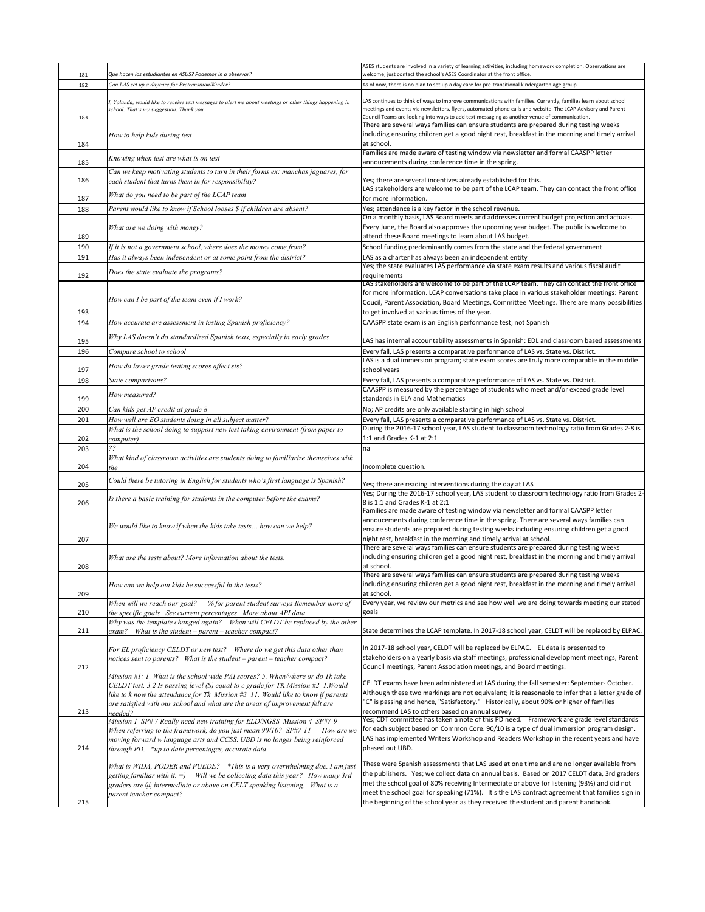| | | |
|---|---|---|
| 181 | *Que hacen los estudiantes en ASUS? Podemos in a observar?* | ASES students are involved in a variety of learning activities, including homework completion. Observations are welcome; just contact the school's ASES Coordinator at the front office. |
| 182 | *Can LAS set up a daycare for Pretransition/Kinder?* | As of now, there is no plan to set up a day care for pre-transitional kindergarten age group. |
| 183 | *I, Yolanda, would like to receive text messages to alert me about meetings or other things happening in school. That's my suggestion. Thank you.* | LAS continues to think of ways to improve communications with families. Currently, families learn about school meetings and events via newsletters, flyers, automated phone calls and website. The LCAP Advisory and Parent Council Teams are looking into ways to add text messaging as another venue of communication. |
| 184 | *How to help kids during test* | There are several ways families can ensure students are prepared during testing weeks including ensuring children get a good night rest, breakfast in the morning and timely arrival at school. |
| 185 | *Knowing when test are what is on test* | Families are made aware of testing window via newsletter and formal CAASPP letter annoucements during conference time in the spring. |
| 186 | *Can we keep motivating students to turn in their forms ex: manchas jaguares, for each student that turns them in for responsibility?* | Yes; there are several incentives already established for this. |
| 187 | *What do you need to be part of the LCAP team* | LAS stakeholders are welcome to be part of the LCAP team. They can contact the front office for more information. |
| 188 | *Parent would like to know if School looses $ if children are absent?* | Yes; attendance is a key factor in the school revenue. |
| 189 | *What are we doing with money?* | On a monthly basis, LAS Board meets and addresses current budget projection and actuals. Every June, the Board also approves the upcoming year budget. The public is welcome to attend these Board meetings to learn about LAS budget. |
| 190 | *If it is not a government school, where does the money come from?* | School funding predominantly comes from the state and the federal government |
| 191 | *Has it always been independent or at some point from the district?* | LAS as a charter has always been an independent entity |
| 192 | *Does the state evaluate the programs?* | Yes; the state evaluates LAS performance via state exam results and various fiscal audit requirements |
| 193 | *How can I be part of the team even if I work?* | LAS stakeholders are welcome to be part of the LCAP team. They can contact the front office for more information. LCAP conversations take place in various stakeholder meetings: Parent Coucil, Parent Association, Board Meetings, Committee Meetings. There are many possibilities to get involved at various times of the year. |
| 194 | *How accurate are assessment in testing Spanish proficiency?* | CAASPP state exam is an English performance test; not Spanish |
| 195 | *Why LAS doesn't do standardized Spanish tests, especially in early grades* | LAS has internal accountability assessments in Spanish: EDL and classroom based assessments |
| 196 | *Compare school to school* | Every fall, LAS presents a comparative performance of LAS vs. State vs. District. |
| 197 | *How do lower grade testing scores affect sts?* | LAS is a dual immersion program; state exam scores are truly more comparable in the middle school years |
| 198 | *State comparisons?* | Every fall, LAS presents a comparative performance of LAS vs. State vs. District. |
| 199 | *How measured?* | CAASPP is measured by the percentage of students who meet and/or exceed grade level standards in ELA and Mathematics |
| 200 | *Can kids get AP credit at grade 8* | No; AP credits are only available starting in high school |
| 201 | *How well are EO students doing in all subject matter?* | Every fall, LAS presents a comparative performance of LAS vs. State vs. District. |
| 202 | *What is the school doing to support new test taking environment (from paper to computer)* | During the 2016-17 school year, LAS student to classroom technology ratio from Grades 2-8 is 1:1 and Grades K-1 at 2:1 |
| 203 | *??* | na |
| 204 | *What kind of classroom activities are students doing to familiarize themselves with the* | Incomplete question. |
| 205 | *Could there be tutoring in English for students who's first language is Spanish?* | Yes; there are reading interventions during the day at LAS |
| 206 | *Is there a basic training for students in the computer before the exams?* | Yes; During the 2016-17 school year, LAS student to classroom technology ratio from Grades 2-8 is 1:1 and Grades K-1 at 2:1 |
| 207 | *We would like to know if when the kids take tests… how can we help?* | Families are made aware of testing window via newsletter and formal CAASPP letter annoucements during conference time in the spring. There are several ways families can ensure students are prepared during testing weeks including ensuring children get a good night rest, breakfast in the morning and timely arrival at school. |
| 208 | *What are the tests about? More information about the tests.* | There are several ways families can ensure students are prepared during testing weeks including ensuring children get a good night rest, breakfast in the morning and timely arrival at school. |
| 209 | *How can we help out kids be successful in the tests?* | There are several ways families can ensure students are prepared during testing weeks including ensuring children get a good night rest, breakfast in the morning and timely arrival at school. |
| 210 | *When will we reach our goal? % for parent student surveys Remember more of the specific goals See current percentages More about API data* | Every year, we review our metrics and see how well we are doing towards meeting our stated goals |
| 211 | *Why was the template changed again? When will CELDT be replaced by the other exam? What is the student – parent – teacher compact?* | State determines the LCAP template. In 2017-18 school year, CELDT will be replaced by ELPAC. |
| 212 | *For EL proficiency CELDT or new test? Where do we get this data other than notices sent to parents? What is the student – parent – teacher compact?* | In 2017-18 school year, CELDT will be replaced by ELPAC. EL data is presented to stakeholders on a yearly basis via staff meetings, professional development meetings, Parent Council meetings, Parent Association meetings, and Board meetings. |
| 213 | *Mission #1: 1. What is the school wide PAI scores? 5. When/where or do Tk take CELDT test. 3.2 Is passing level (S) equal to c grade for TK Mission #2 1.Would like to k now the attendance for Tk Mission #3 11. Would like to know if parents are satisfied with our school and what are the areas of improvement felt are needed?* | CELDT exams have been administered at LAS during the fall semester: September- October. Although these two markings are not equivalent; it is reasonable to infer that a letter grade of "C" is passing and hence, "Satisfactory." Historically, about 90% or higher of families recommend LAS to others based on annual survey |
| 214 | *Mission 1 SP# 7 Really need new training for ELD/NGSS Mission 4 SP#7-9 When referring to the framework, do you just mean 90/10? SP#7-11 How are we moving forward w language arts and CCSS. UBD is no longer being reinforced through PD. \*up to date percentages, accurate data* | Yes; CDT committee has taken a note of this PD need. Framework are grade level standards for each subject based on Common Core. 90/10 is a type of dual immersion program design. LAS has implemented Writers Workshop and Readers Workshop in the recent years and have phased out UBD. |
| 215 | *What is WIDA, PODER and PUEDE? \*This is a very overwhelming doc. I am just getting familiar with it. =) Will we be collecting data this year? How many 3rd graders are @ intermediate or above on CELT speaking listening. What is a parent teacher compact?* | These were Spanish assessments that LAS used at one time and are no longer available from the publishers. Yes; we collect data on annual basis. Based on 2017 CELDT data, 3rd graders met the school goal of 80% receiving Intermediate or above for listening (93%) and did not meet the school goal for speaking (71%). It's the LAS contract agreement that families sign in the beginning of the school year as they received the student and parent handbook. |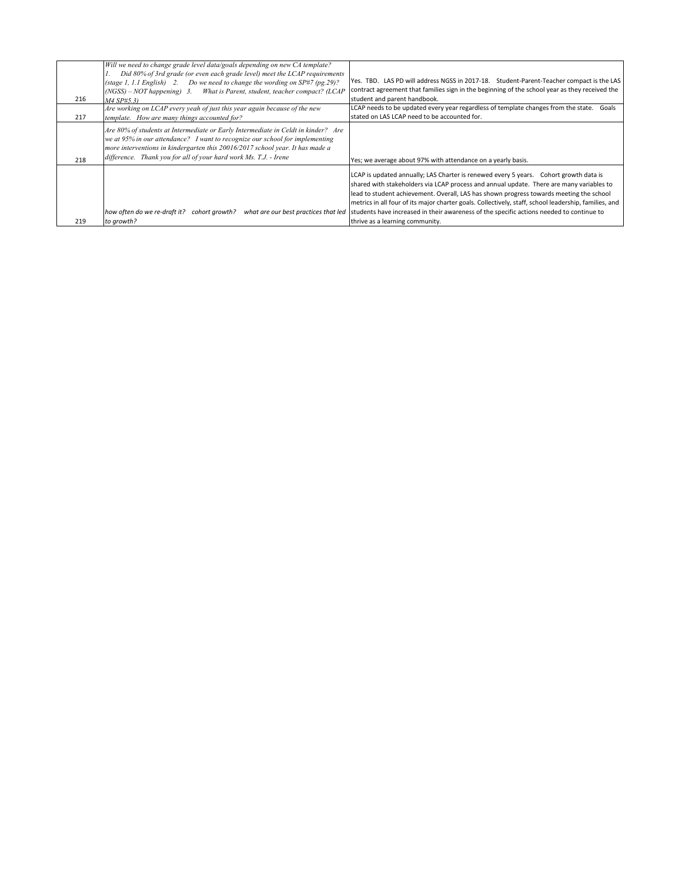| | | |
|---|---|---|
| 216 | *Will we need to change grade level data/goals depending on new CA template? 1. Did 80% of 3rd grade (or even each grade level) meet the LCAP requirements (stage 1, 1.1 English) 2. Do we need to change the wording on SP#7 (pg.29)? (NGSS) – NOT happening) 3. What is Parent, student, teacher compact? (LCAP M4 SP#5.3)* | Yes. TBD. LAS PD will address NGSS in 2017-18. Student-Parent-Teacher compact is the LAS contract agreement that families sign in the beginning of the school year as they received the student and parent handbook. |
| 217 | *Are working on LCAP every yeah of just this year again because of the new template. How are many things accounted for?* | LCAP needs to be updated every year regardless of template changes from the state. Goals stated on LAS LCAP need to be accounted for. |
| 218 | *Are 80% of students at Intermediate or Early Intermediate in Celdt in kinder? Are we at 95% in our attendance? I want to recognize our school for implementing more interventions in kindergarten this 20016/2017 school year. It has made a difference. Thank you for all of your hard work Ms. T.J. - Irene* | Yes; we average about 97% with attendance on a yearly basis. |
| 219 | *how often do we re-draft it? cohort growth? what are our best practices that led to growth?* | LCAP is updated annually; LAS Charter is renewed every 5 years. Cohort growth data is shared with stakeholders via LCAP process and annual update. There are many variables to lead to student achievement. Overall, LAS has shown progress towards meeting the school metrics in all four of its major charter goals. Collectively, staff, school leadership, families, and students have increased in their awareness of the specific actions needed to continue to thrive as a learning community. |